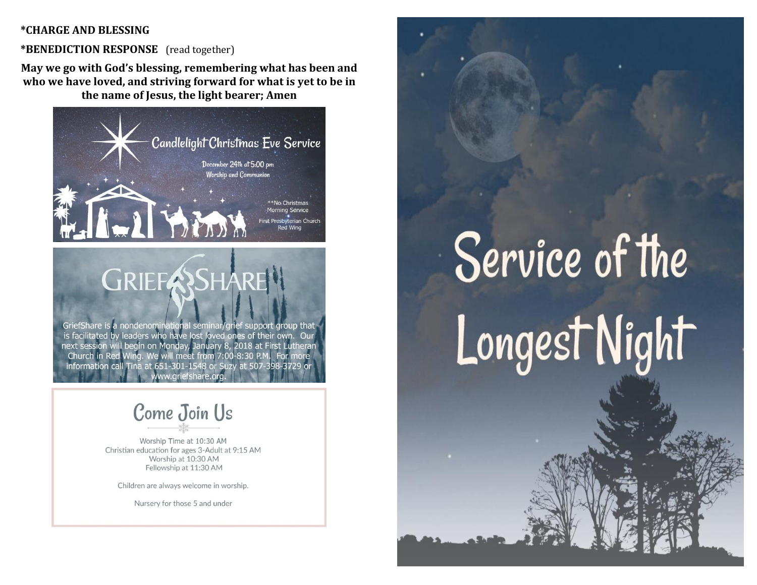**\*CHARGE AND BLESSING**

**\*BENEDICTION RESPONSE** (read together)

**May we go with God's blessing, remembering what has been and who we have loved, and striving forward for what is yet to be in the name of Jesus, the light bearer; Amen**

## Candlelight Christmas Eve Service

December 24th at 5:00 pm
Worship and Communion

**No Christmas Morning Service

First Presbyterian Church
Red Wing

## GriefShare

GriefShare is a nondenominational seminar/grief support group that is facilitated by leaders who have lost loved ones of their own. Our next session will begin on Monday, January 8, 2018 at First Lutheran Church in Red Wing. We will meet from 7:00-8:30 P.M. For more information call Tina at 651-301-1548 or Suzy at 507-398-3729 or www.griefshare.org.

## Come Join Us

Worship Time at 10:30 AM
Christian education for ages 3-Adult at 9:15 AM
Worship at 10:30 AM
Fellowship at 11:30 AM

Children are always welcome in worship.

Nursery for those 5 and under

# Service of the Longest Night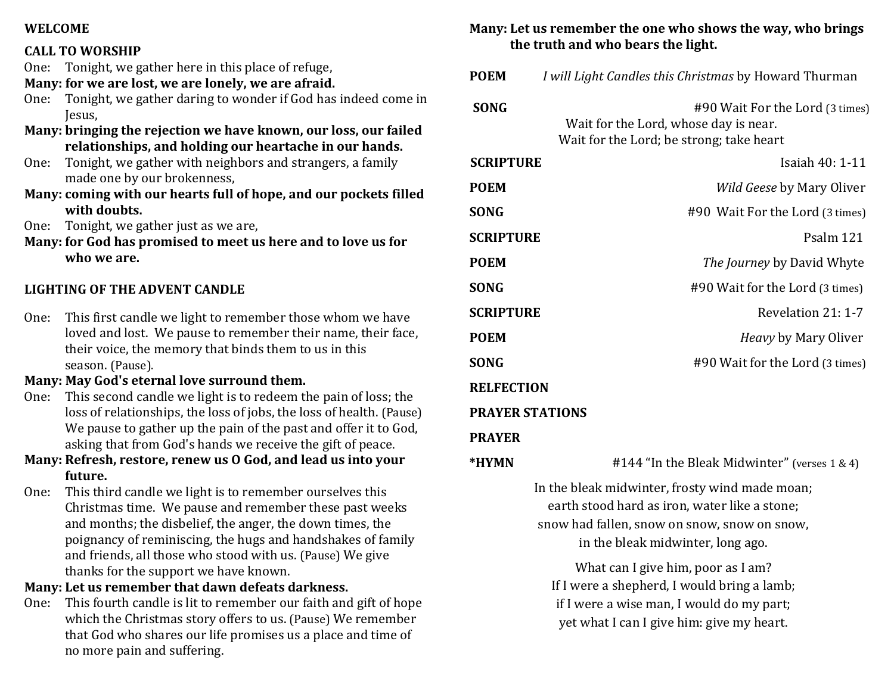**WELCOME**

**CALL TO WORSHIP**

One: Tonight, we gather here in this place of refuge,

**Many: for we are lost, we are lonely, we are afraid.**

One: Tonight, we gather daring to wonder if God has indeed come in Jesus,

**Many: bringing the rejection we have known, our loss, our failed relationships, and holding our heartache in our hands.**

One: Tonight, we gather with neighbors and strangers, a family made one by our brokenness,

**Many: coming with our hearts full of hope, and our pockets filled with doubts.**

One: Tonight, we gather just as we are,

**Many: for God has promised to meet us here and to love us for who we are.**

**LIGHTING OF THE ADVENT CANDLE**

One: This first candle we light to remember those whom we have loved and lost. We pause to remember their name, their face, their voice, the memory that binds them to us in this season. (Pause).

**Many: May God's eternal love surround them.**

One: This second candle we light is to redeem the pain of loss; the loss of relationships, the loss of jobs, the loss of health. (Pause) We pause to gather up the pain of the past and offer it to God, asking that from God's hands we receive the gift of peace.

**Many: Refresh, restore, renew us O God, and lead us into your future.**

One: This third candle we light is to remember ourselves this Christmas time. We pause and remember these past weeks and months; the disbelief, the anger, the down times, the poignancy of reminiscing, the hugs and handshakes of family and friends, all those who stood with us. (Pause) We give thanks for the support we have known.

**Many: Let us remember that dawn defeats darkness.**

One: This fourth candle is lit to remember our faith and gift of hope which the Christmas story offers to us. (Pause) We remember that God who shares our life promises us a place and time of no more pain and suffering.

**Many: Let us remember the one who shows the way, who brings the truth and who bears the light.**

**POEM** *I will Light Candles this Christmas* by Howard Thurman

**SONG** #90 Wait For the Lord (3 times)

Wait for the Lord, whose day is near.
Wait for the Lord; be strong; take heart

**SCRIPTURE** Isaiah 40: 1-11

**POEM** *Wild Geese* by Mary Oliver

**SONG** #90 Wait For the Lord (3 times)

**SCRIPTURE** Psalm 121

**POEM** *The Journey* by David Whyte

**SONG** #90 Wait for the Lord (3 times)

**SCRIPTURE** Revelation 21: 1-7

**POEM** *Heavy* by Mary Oliver

**SONG** #90 Wait for the Lord (3 times)

**RELFECTION**

**PRAYER STATIONS**

**PRAYER**

**\*HYMN** #144 "In the Bleak Midwinter" (verses 1 & 4)

In the bleak midwinter, frosty wind made moan;
earth stood hard as iron, water like a stone;
snow had fallen, snow on snow, snow on snow,
in the bleak midwinter, long ago.

What can I give him, poor as I am?
If I were a shepherd, I would bring a lamb;
if I were a wise man, I would do my part;
yet what I can I give him: give my heart.